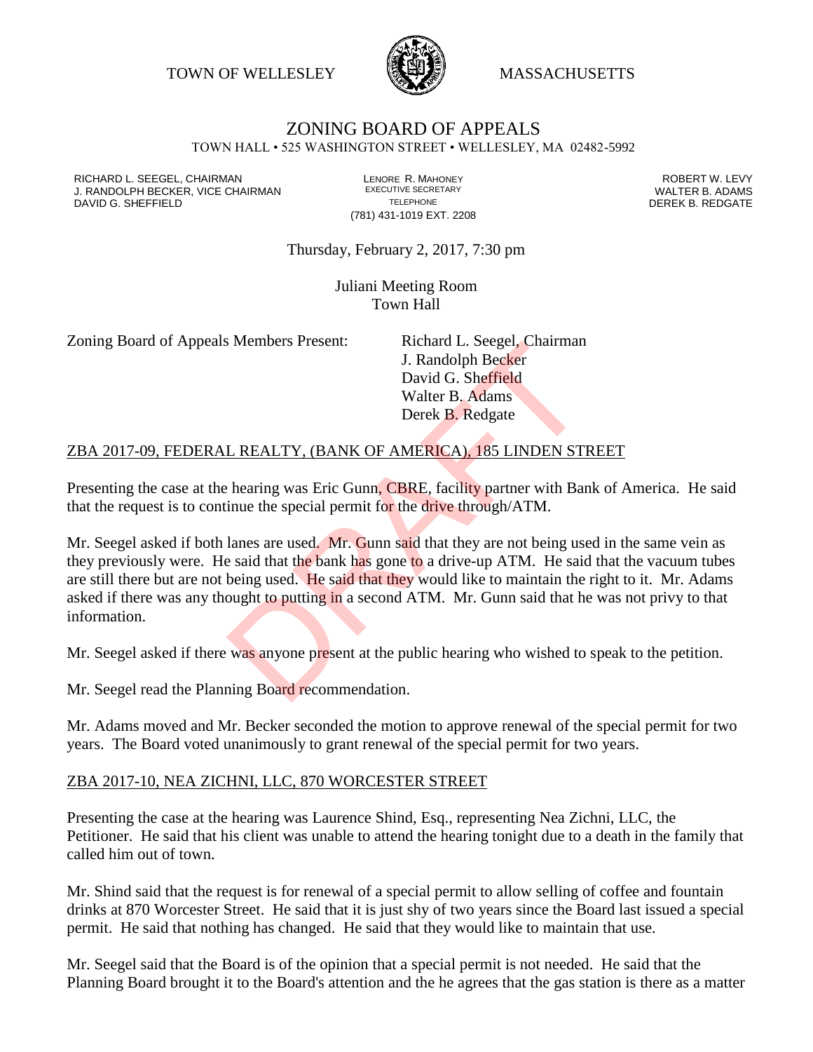TOWN OF WELLESLEY MASSACHUSETTS

# ZONING BOARD OF APPEALS

TOWN HALL • 525 WASHINGTON STREET • WELLESLEY, MA 02482-5992

RICHARD L. SEEGEL, CHAIRMAN
J. RANDOLPH BECKER, VICE CHAIRMAN
DAVID G. SHEFFIELD

LENORE R. MAHONEY
EXECUTIVE SECRETARY
TELEPHONE
(781) 431-1019 EXT. 2208

ROBERT W. LEVY
WALTER B. ADAMS
DEREK B. REDGATE

Thursday, February 2, 2017, 7:30 pm

Juliani Meeting Room
Town Hall

Zoning Board of Appeals Members Present: Richard L. Seegel, Chairman
J. Randolph Becker
David G. Sheffield
Walter B. Adams
Derek B. Redgate

## ZBA 2017-09, FEDERAL REALTY, (BANK OF AMERICA), 185 LINDEN STREET

Presenting the case at the hearing was Eric Gunn, CBRE, facility partner with Bank of America. He said that the request is to continue the special permit for the drive through/ATM.

Mr. Seegel asked if both lanes are used. Mr. Gunn said that they are not being used in the same vein as they previously were. He said that the bank has gone to a drive-up ATM. He said that the vacuum tubes are still there but are not being used. He said that they would like to maintain the right to it. Mr. Adams asked if there was any thought to putting in a second ATM. Mr. Gunn said that he was not privy to that information.

Mr. Seegel asked if there was anyone present at the public hearing who wished to speak to the petition.

Mr. Seegel read the Planning Board recommendation.

Mr. Adams moved and Mr. Becker seconded the motion to approve renewal of the special permit for two years. The Board voted unanimously to grant renewal of the special permit for two years.

## ZBA 2017-10, NEA ZICHNI, LLC, 870 WORCESTER STREET

Presenting the case at the hearing was Laurence Shind, Esq., representing Nea Zichni, LLC, the Petitioner. He said that his client was unable to attend the hearing tonight due to a death in the family that called him out of town.

Mr. Shind said that the request is for renewal of a special permit to allow selling of coffee and fountain drinks at 870 Worcester Street. He said that it is just shy of two years since the Board last issued a special permit. He said that nothing has changed. He said that they would like to maintain that use.

Mr. Seegel said that the Board is of the opinion that a special permit is not needed. He said that the Planning Board brought it to the Board's attention and the he agrees that the gas station is there as a matter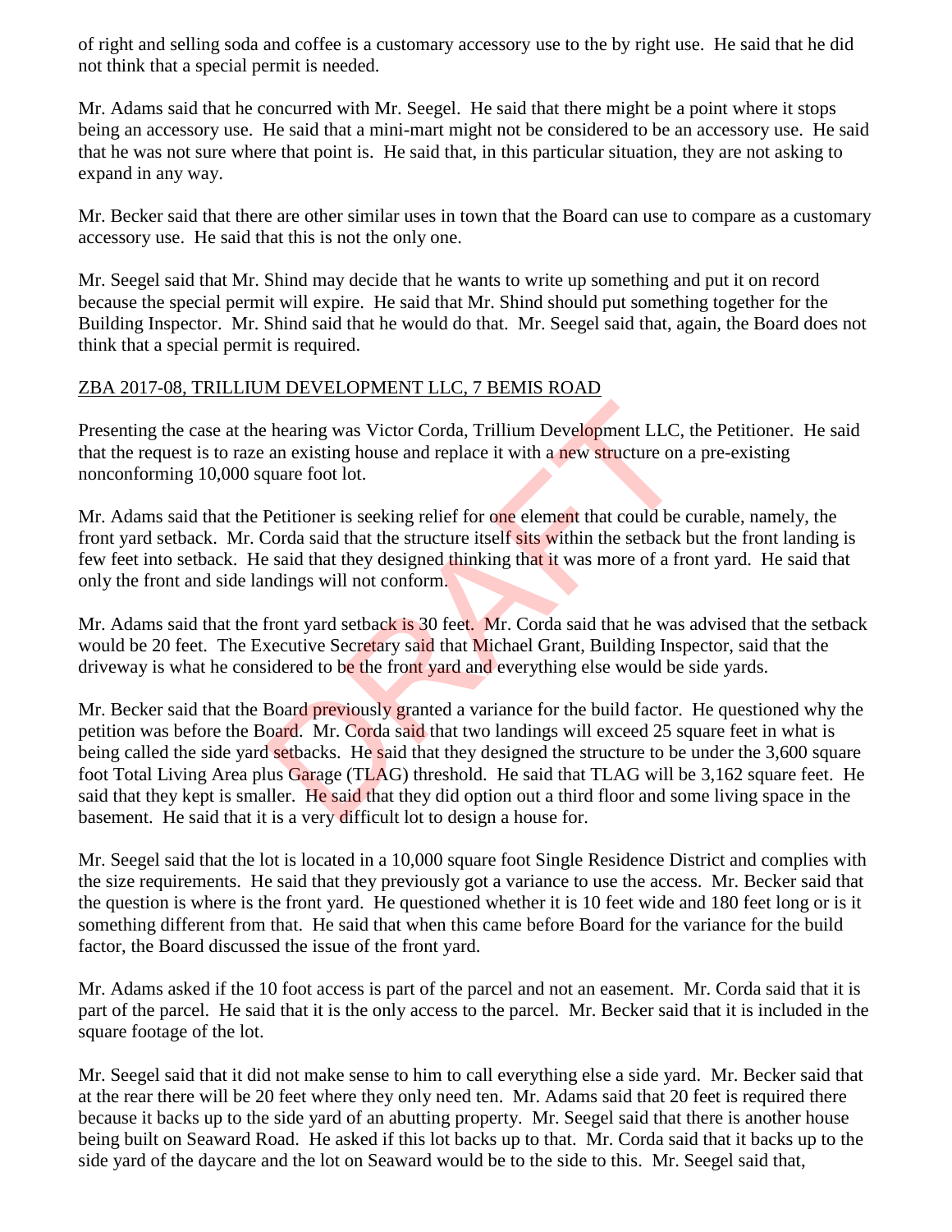of right and selling soda and coffee is a customary accessory use to the by right use. He said that he did not think that a special permit is needed.

Mr. Adams said that he concurred with Mr. Seegel. He said that there might be a point where it stops being an accessory use. He said that a mini-mart might not be considered to be an accessory use. He said that he was not sure where that point is. He said that, in this particular situation, they are not asking to expand in any way.

Mr. Becker said that there are other similar uses in town that the Board can use to compare as a customary accessory use. He said that this is not the only one.

Mr. Seegel said that Mr. Shind may decide that he wants to write up something and put it on record because the special permit will expire. He said that Mr. Shind should put something together for the Building Inspector. Mr. Shind said that he would do that. Mr. Seegel said that, again, the Board does not think that a special permit is required.

ZBA 2017-08, TRILLIUM DEVELOPMENT LLC, 7 BEMIS ROAD

Presenting the case at the hearing was Victor Corda, Trillium Development LLC, the Petitioner. He said that the request is to raze an existing house and replace it with a new structure on a pre-existing nonconforming 10,000 square foot lot.

Mr. Adams said that the Petitioner is seeking relief for one element that could be curable, namely, the front yard setback. Mr. Corda said that the structure itself sits within the setback but the front landing is few feet into setback. He said that they designed thinking that it was more of a front yard. He said that only the front and side landings will not conform.

Mr. Adams said that the front yard setback is 30 feet. Mr. Corda said that he was advised that the setback would be 20 feet. The Executive Secretary said that Michael Grant, Building Inspector, said that the driveway is what he considered to be the front yard and everything else would be side yards.

Mr. Becker said that the Board previously granted a variance for the build factor. He questioned why the petition was before the Board. Mr. Corda said that two landings will exceed 25 square feet in what is being called the side yard setbacks. He said that they designed the structure to be under the 3,600 square foot Total Living Area plus Garage (TLAG) threshold. He said that TLAG will be 3,162 square feet. He said that they kept is smaller. He said that they did option out a third floor and some living space in the basement. He said that it is a very difficult lot to design a house for.

Mr. Seegel said that the lot is located in a 10,000 square foot Single Residence District and complies with the size requirements. He said that they previously got a variance to use the access. Mr. Becker said that the question is where is the front yard. He questioned whether it is 10 feet wide and 180 feet long or is it something different from that. He said that when this came before Board for the variance for the build factor, the Board discussed the issue of the front yard.

Mr. Adams asked if the 10 foot access is part of the parcel and not an easement. Mr. Corda said that it is part of the parcel. He said that it is the only access to the parcel. Mr. Becker said that it is included in the square footage of the lot.

Mr. Seegel said that it did not make sense to him to call everything else a side yard. Mr. Becker said that at the rear there will be 20 feet where they only need ten. Mr. Adams said that 20 feet is required there because it backs up to the side yard of an abutting property. Mr. Seegel said that there is another house being built on Seaward Road. He asked if this lot backs up to that. Mr. Corda said that it backs up to the side yard of the daycare and the lot on Seaward would be to the side to this. Mr. Seegel said that,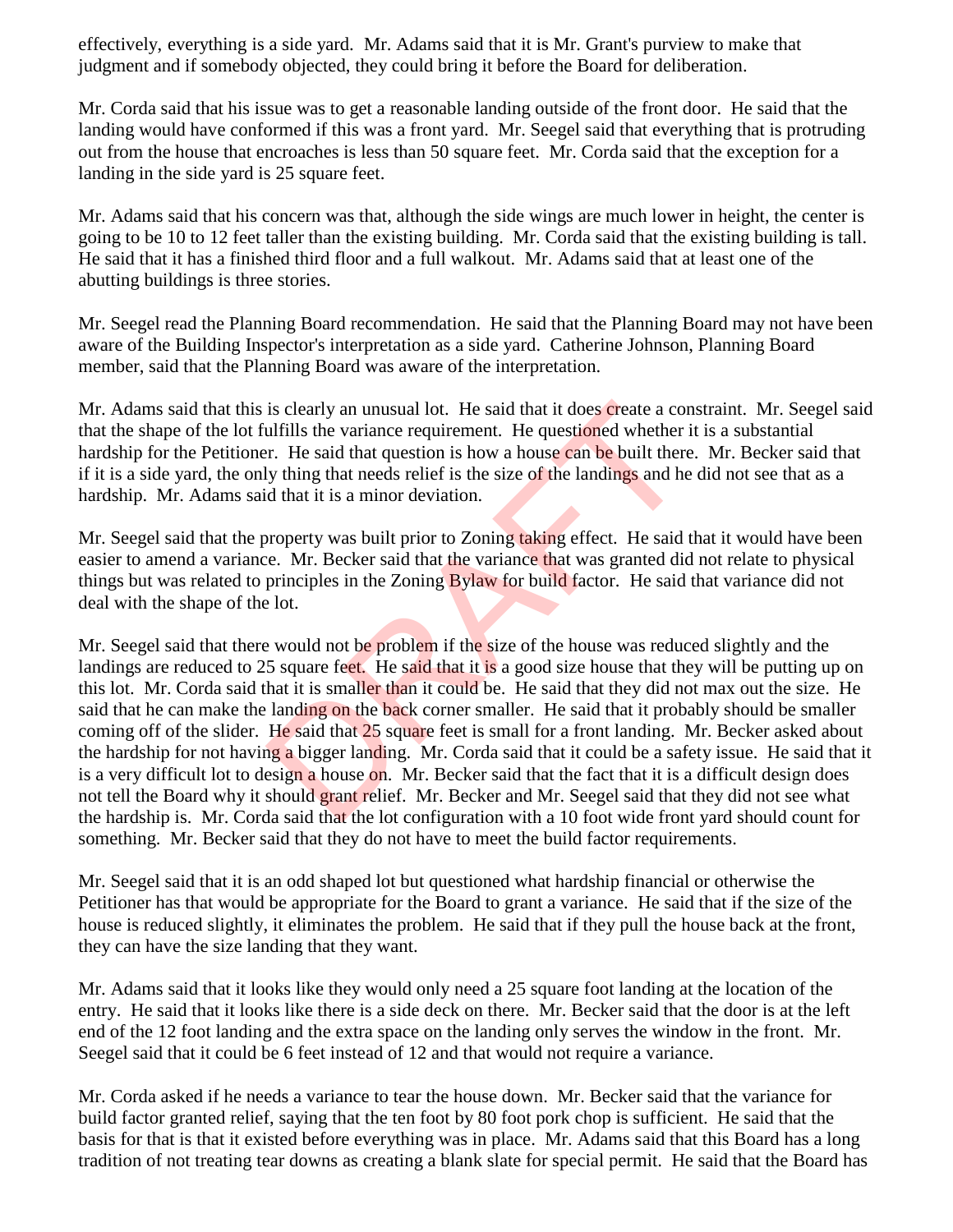effectively, everything is a side yard. Mr. Adams said that it is Mr. Grant's purview to make that judgment and if somebody objected, they could bring it before the Board for deliberation.

Mr. Corda said that his issue was to get a reasonable landing outside of the front door. He said that the landing would have conformed if this was a front yard. Mr. Seegel said that everything that is protruding out from the house that encroaches is less than 50 square feet. Mr. Corda said that the exception for a landing in the side yard is 25 square feet.

Mr. Adams said that his concern was that, although the side wings are much lower in height, the center is going to be 10 to 12 feet taller than the existing building. Mr. Corda said that the existing building is tall. He said that it has a finished third floor and a full walkout. Mr. Adams said that at least one of the abutting buildings is three stories.

Mr. Seegel read the Planning Board recommendation. He said that the Planning Board may not have been aware of the Building Inspector's interpretation as a side yard. Catherine Johnson, Planning Board member, said that the Planning Board was aware of the interpretation.

Mr. Adams said that this is clearly an unusual lot. He said that it does create a constraint. Mr. Seegel said that the shape of the lot fulfills the variance requirement. He questioned whether it is a substantial hardship for the Petitioner. He said that question is how a house can be built there. Mr. Becker said that if it is a side yard, the only thing that needs relief is the size of the landings and he did not see that as a hardship. Mr. Adams said that it is a minor deviation.

Mr. Seegel said that the property was built prior to Zoning taking effect. He said that it would have been easier to amend a variance. Mr. Becker said that the variance that was granted did not relate to physical things but was related to principles in the Zoning Bylaw for build factor. He said that variance did not deal with the shape of the lot.

Mr. Seegel said that there would not be problem if the size of the house was reduced slightly and the landings are reduced to 25 square feet. He said that it is a good size house that they will be putting up on this lot. Mr. Corda said that it is smaller than it could be. He said that they did not max out the size. He said that he can make the landing on the back corner smaller. He said that it probably should be smaller coming off of the slider. He said that 25 square feet is small for a front landing. Mr. Becker asked about the hardship for not having a bigger landing. Mr. Corda said that it could be a safety issue. He said that it is a very difficult lot to design a house on. Mr. Becker said that the fact that it is a difficult design does not tell the Board why it should grant relief. Mr. Becker and Mr. Seegel said that they did not see what the hardship is. Mr. Corda said that the lot configuration with a 10 foot wide front yard should count for something. Mr. Becker said that they do not have to meet the build factor requirements.

Mr. Seegel said that it is an odd shaped lot but questioned what hardship financial or otherwise the Petitioner has that would be appropriate for the Board to grant a variance. He said that if the size of the house is reduced slightly, it eliminates the problem. He said that if they pull the house back at the front, they can have the size landing that they want.

Mr. Adams said that it looks like they would only need a 25 square foot landing at the location of the entry. He said that it looks like there is a side deck on there. Mr. Becker said that the door is at the left end of the 12 foot landing and the extra space on the landing only serves the window in the front. Mr. Seegel said that it could be 6 feet instead of 12 and that would not require a variance.

Mr. Corda asked if he needs a variance to tear the house down. Mr. Becker said that the variance for build factor granted relief, saying that the ten foot by 80 foot pork chop is sufficient. He said that the basis for that is that it existed before everything was in place. Mr. Adams said that this Board has a long tradition of not treating tear downs as creating a blank slate for special permit. He said that the Board has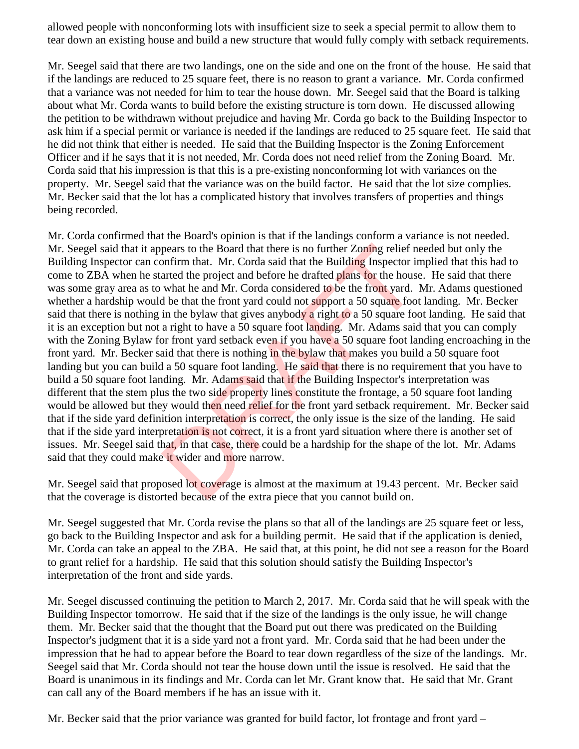allowed people with nonconforming lots with insufficient size to seek a special permit to allow them to tear down an existing house and build a new structure that would fully comply with setback requirements.

Mr. Seegel said that there are two landings, one on the side and one on the front of the house. He said that if the landings are reduced to 25 square feet, there is no reason to grant a variance. Mr. Corda confirmed that a variance was not needed for him to tear the house down. Mr. Seegel said that the Board is talking about what Mr. Corda wants to build before the existing structure is torn down. He discussed allowing the petition to be withdrawn without prejudice and having Mr. Corda go back to the Building Inspector to ask him if a special permit or variance is needed if the landings are reduced to 25 square feet. He said that he did not think that either is needed. He said that the Building Inspector is the Zoning Enforcement Officer and if he says that it is not needed, Mr. Corda does not need relief from the Zoning Board. Mr. Corda said that his impression is that this is a pre-existing nonconforming lot with variances on the property. Mr. Seegel said that the variance was on the build factor. He said that the lot size complies. Mr. Becker said that the lot has a complicated history that involves transfers of properties and things being recorded.

Mr. Corda confirmed that the Board's opinion is that if the landings conform a variance is not needed. Mr. Seegel said that it appears to the Board that there is no further Zoning relief needed but only the Building Inspector can confirm that. Mr. Corda said that the Building Inspector implied that this had to come to ZBA when he started the project and before he drafted plans for the house. He said that there was some gray area as to what he and Mr. Corda considered to be the front yard. Mr. Adams questioned whether a hardship would be that the front yard could not support a 50 square foot landing. Mr. Becker said that there is nothing in the bylaw that gives anybody a right to a 50 square foot landing. He said that it is an exception but not a right to have a 50 square foot landing. Mr. Adams said that you can comply with the Zoning Bylaw for front yard setback even if you have a 50 square foot landing encroaching in the front yard. Mr. Becker said that there is nothing in the bylaw that makes you build a 50 square foot landing but you can build a 50 square foot landing. He said that there is no requirement that you have to build a 50 square foot landing. Mr. Adams said that if the Building Inspector's interpretation was different that the stem plus the two side property lines constitute the frontage, a 50 square foot landing would be allowed but they would then need relief for the front yard setback requirement. Mr. Becker said that if the side yard definition interpretation is correct, the only issue is the size of the landing. He said that if the side yard interpretation is not correct, it is a front yard situation where there is another set of issues. Mr. Seegel said that, in that case, there could be a hardship for the shape of the lot. Mr. Adams said that they could make it wider and more narrow.

Mr. Seegel said that proposed lot coverage is almost at the maximum at 19.43 percent. Mr. Becker said that the coverage is distorted because of the extra piece that you cannot build on.

Mr. Seegel suggested that Mr. Corda revise the plans so that all of the landings are 25 square feet or less, go back to the Building Inspector and ask for a building permit. He said that if the application is denied, Mr. Corda can take an appeal to the ZBA. He said that, at this point, he did not see a reason for the Board to grant relief for a hardship. He said that this solution should satisfy the Building Inspector's interpretation of the front and side yards.

Mr. Seegel discussed continuing the petition to March 2, 2017. Mr. Corda said that he will speak with the Building Inspector tomorrow. He said that if the size of the landings is the only issue, he will change them. Mr. Becker said that the thought that the Board put out there was predicated on the Building Inspector's judgment that it is a side yard not a front yard. Mr. Corda said that he had been under the impression that he had to appear before the Board to tear down regardless of the size of the landings. Mr. Seegel said that Mr. Corda should not tear the house down until the issue is resolved. He said that the Board is unanimous in its findings and Mr. Corda can let Mr. Grant know that. He said that Mr. Grant can call any of the Board members if he has an issue with it.

Mr. Becker said that the prior variance was granted for build factor, lot frontage and front yard –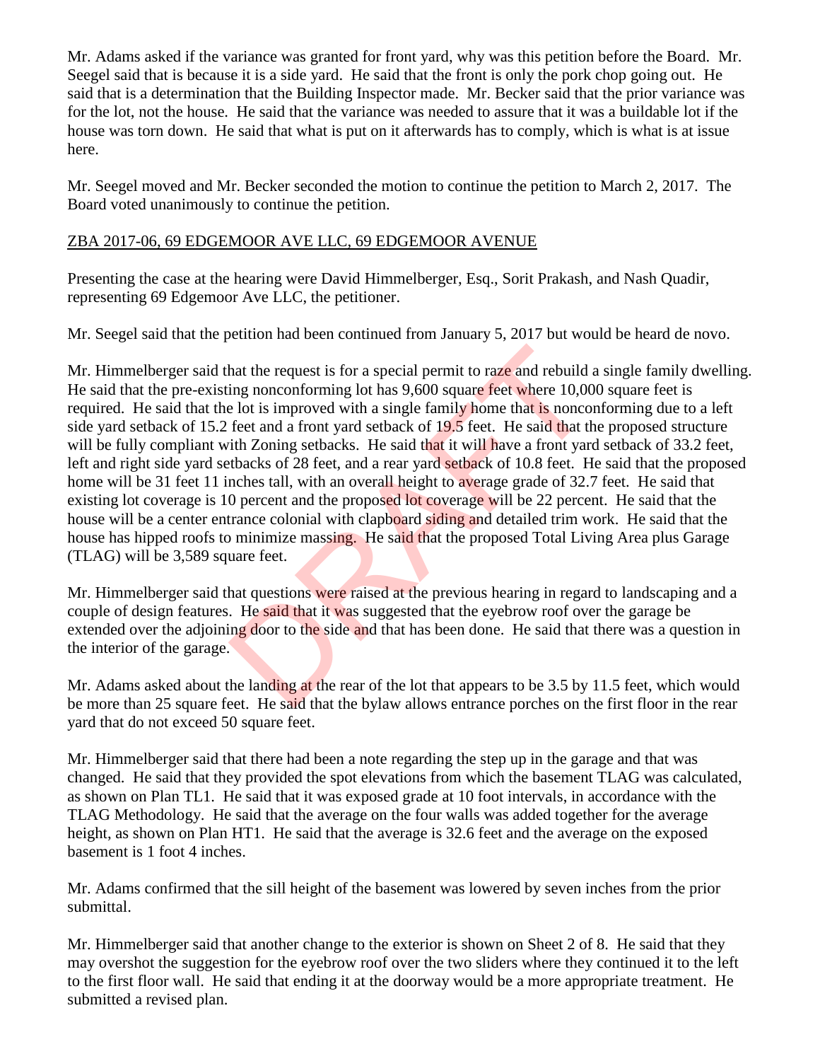Mr. Adams asked if the variance was granted for front yard, why was this petition before the Board. Mr. Seegel said that is because it is a side yard. He said that the front is only the pork chop going out. He said that is a determination that the Building Inspector made. Mr. Becker said that the prior variance was for the lot, not the house. He said that the variance was needed to assure that it was a buildable lot if the house was torn down. He said that what is put on it afterwards has to comply, which is what is at issue here.

Mr. Seegel moved and Mr. Becker seconded the motion to continue the petition to March 2, 2017. The Board voted unanimously to continue the petition.

ZBA 2017-06, 69 EDGEMOOR AVE LLC, 69 EDGEMOOR AVENUE

Presenting the case at the hearing were David Himmelberger, Esq., Sorit Prakash, and Nash Quadir, representing 69 Edgemoor Ave LLC, the petitioner.

Mr. Seegel said that the petition had been continued from January 5, 2017 but would be heard de novo.

Mr. Himmelberger said that the request is for a special permit to raze and rebuild a single family dwelling. He said that the pre-existing nonconforming lot has 9,600 square feet where 10,000 square feet is required. He said that the lot is improved with a single family home that is nonconforming due to a left side yard setback of 15.2 feet and a front yard setback of 19.5 feet. He said that the proposed structure will be fully compliant with Zoning setbacks. He said that it will have a front yard setback of 33.2 feet, left and right side yard setbacks of 28 feet, and a rear yard setback of 10.8 feet. He said that the proposed home will be 31 feet 11 inches tall, with an overall height to average grade of 32.7 feet. He said that existing lot coverage is 10 percent and the proposed lot coverage will be 22 percent. He said that the house will be a center entrance colonial with clapboard siding and detailed trim work. He said that the house has hipped roofs to minimize massing. He said that the proposed Total Living Area plus Garage (TLAG) will be 3,589 square feet.

Mr. Himmelberger said that questions were raised at the previous hearing in regard to landscaping and a couple of design features. He said that it was suggested that the eyebrow roof over the garage be extended over the adjoining door to the side and that has been done. He said that there was a question in the interior of the garage.

Mr. Adams asked about the landing at the rear of the lot that appears to be 3.5 by 11.5 feet, which would be more than 25 square feet. He said that the bylaw allows entrance porches on the first floor in the rear yard that do not exceed 50 square feet.

Mr. Himmelberger said that there had been a note regarding the step up in the garage and that was changed. He said that they provided the spot elevations from which the basement TLAG was calculated, as shown on Plan TL1. He said that it was exposed grade at 10 foot intervals, in accordance with the TLAG Methodology. He said that the average on the four walls was added together for the average height, as shown on Plan HT1. He said that the average is 32.6 feet and the average on the exposed basement is 1 foot 4 inches.

Mr. Adams confirmed that the sill height of the basement was lowered by seven inches from the prior submittal.

Mr. Himmelberger said that another change to the exterior is shown on Sheet 2 of 8. He said that they may overshot the suggestion for the eyebrow roof over the two sliders where they continued it to the left to the first floor wall. He said that ending it at the doorway would be a more appropriate treatment. He submitted a revised plan.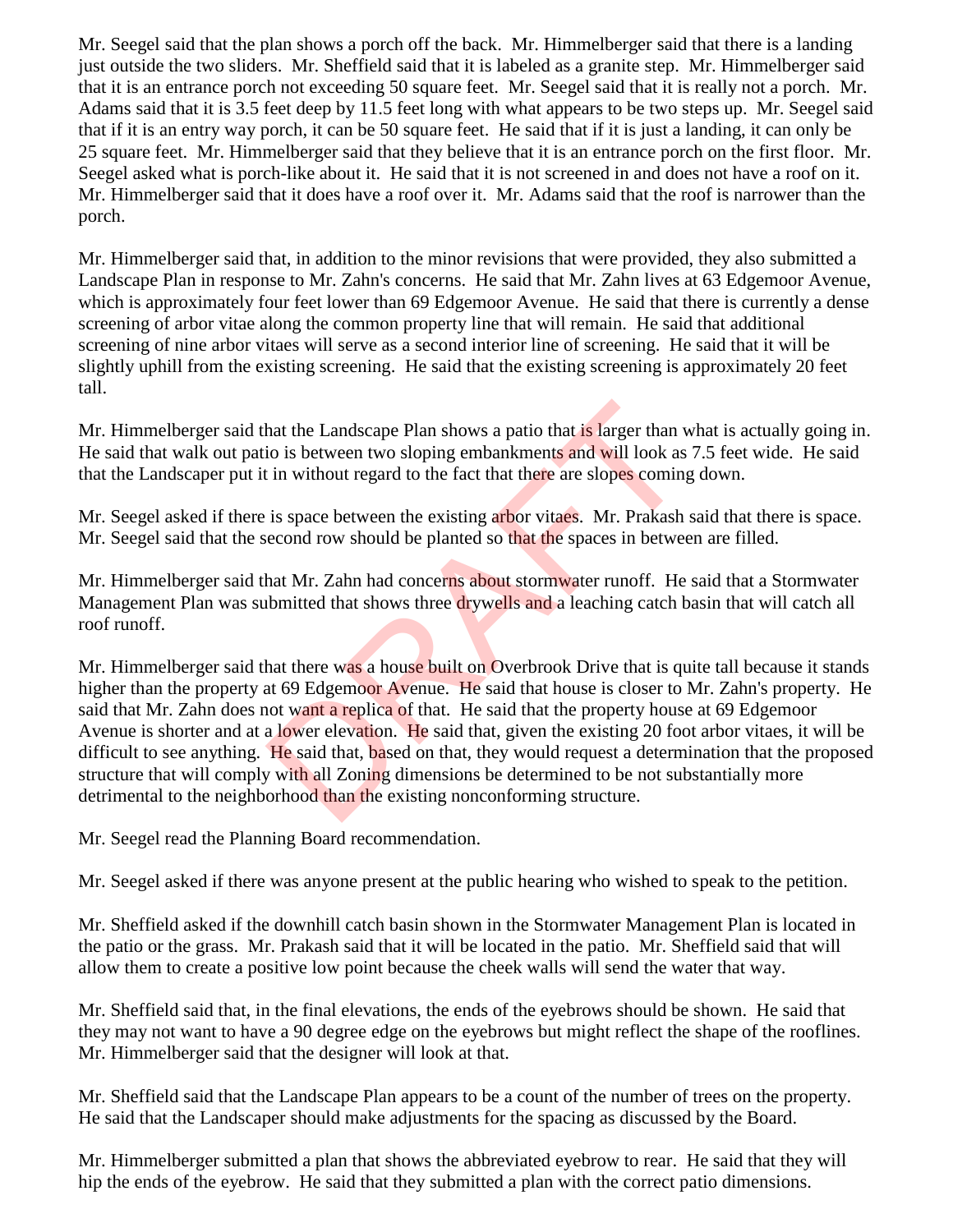Mr. Seegel said that the plan shows a porch off the back. Mr. Himmelberger said that there is a landing just outside the two sliders. Mr. Sheffield said that it is labeled as a granite step. Mr. Himmelberger said that it is an entrance porch not exceeding 50 square feet. Mr. Seegel said that it is really not a porch. Mr. Adams said that it is 3.5 feet deep by 11.5 feet long with what appears to be two steps up. Mr. Seegel said that if it is an entry way porch, it can be 50 square feet. He said that if it is just a landing, it can only be 25 square feet. Mr. Himmelberger said that they believe that it is an entrance porch on the first floor. Mr. Seegel asked what is porch-like about it. He said that it is not screened in and does not have a roof on it. Mr. Himmelberger said that it does have a roof over it. Mr. Adams said that the roof is narrower than the porch.

Mr. Himmelberger said that, in addition to the minor revisions that were provided, they also submitted a Landscape Plan in response to Mr. Zahn's concerns. He said that Mr. Zahn lives at 63 Edgemoor Avenue, which is approximately four feet lower than 69 Edgemoor Avenue. He said that there is currently a dense screening of arbor vitae along the common property line that will remain. He said that additional screening of nine arbor vitaes will serve as a second interior line of screening. He said that it will be slightly uphill from the existing screening. He said that the existing screening is approximately 20 feet tall.

Mr. Himmelberger said that the Landscape Plan shows a patio that is larger than what is actually going in. He said that walk out patio is between two sloping embankments and will look as 7.5 feet wide. He said that the Landscaper put it in without regard to the fact that there are slopes coming down.

Mr. Seegel asked if there is space between the existing arbor vitaes. Mr. Prakash said that there is space. Mr. Seegel said that the second row should be planted so that the spaces in between are filled.

Mr. Himmelberger said that Mr. Zahn had concerns about stormwater runoff. He said that a Stormwater Management Plan was submitted that shows three drywells and a leaching catch basin that will catch all roof runoff.

Mr. Himmelberger said that there was a house built on Overbrook Drive that is quite tall because it stands higher than the property at 69 Edgemoor Avenue. He said that house is closer to Mr. Zahn's property. He said that Mr. Zahn does not want a replica of that. He said that the property house at 69 Edgemoor Avenue is shorter and at a lower elevation. He said that, given the existing 20 foot arbor vitaes, it will be difficult to see anything. He said that, based on that, they would request a determination that the proposed structure that will comply with all Zoning dimensions be determined to be not substantially more detrimental to the neighborhood than the existing nonconforming structure.

Mr. Seegel read the Planning Board recommendation.

Mr. Seegel asked if there was anyone present at the public hearing who wished to speak to the petition.

Mr. Sheffield asked if the downhill catch basin shown in the Stormwater Management Plan is located in the patio or the grass. Mr. Prakash said that it will be located in the patio. Mr. Sheffield said that will allow them to create a positive low point because the cheek walls will send the water that way.

Mr. Sheffield said that, in the final elevations, the ends of the eyebrows should be shown. He said that they may not want to have a 90 degree edge on the eyebrows but might reflect the shape of the rooflines. Mr. Himmelberger said that the designer will look at that.

Mr. Sheffield said that the Landscape Plan appears to be a count of the number of trees on the property. He said that the Landscaper should make adjustments for the spacing as discussed by the Board.

Mr. Himmelberger submitted a plan that shows the abbreviated eyebrow to rear. He said that they will hip the ends of the eyebrow. He said that they submitted a plan with the correct patio dimensions.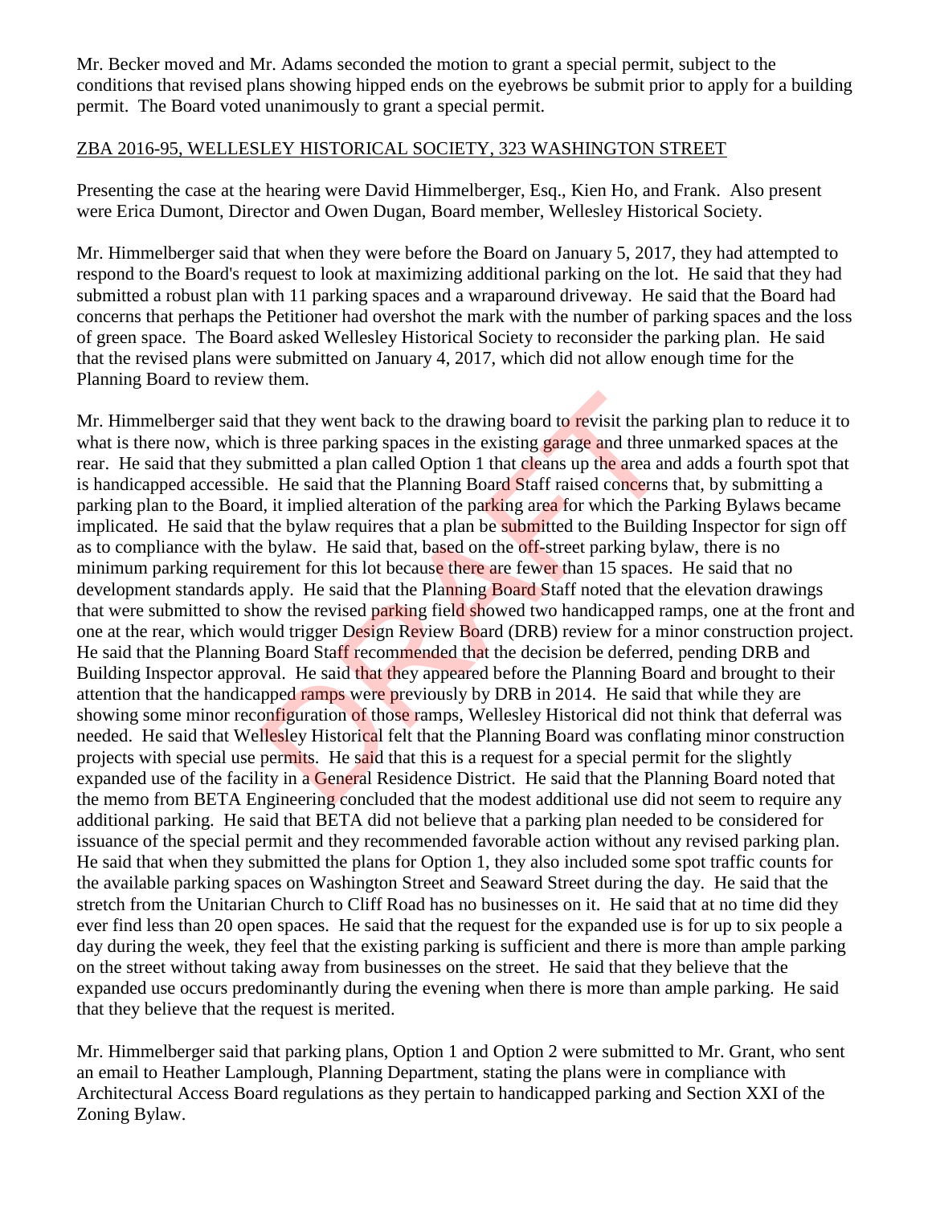Mr. Becker moved and Mr. Adams seconded the motion to grant a special permit, subject to the conditions that revised plans showing hipped ends on the eyebrows be submit prior to apply for a building permit. The Board voted unanimously to grant a special permit.

ZBA 2016-95, WELLESLEY HISTORICAL SOCIETY, 323 WASHINGTON STREET

Presenting the case at the hearing were David Himmelberger, Esq., Kien Ho, and Frank. Also present were Erica Dumont, Director and Owen Dugan, Board member, Wellesley Historical Society.

Mr. Himmelberger said that when they were before the Board on January 5, 2017, they had attempted to respond to the Board's request to look at maximizing additional parking on the lot. He said that they had submitted a robust plan with 11 parking spaces and a wraparound driveway. He said that the Board had concerns that perhaps the Petitioner had overshot the mark with the number of parking spaces and the loss of green space. The Board asked Wellesley Historical Society to reconsider the parking plan. He said that the revised plans were submitted on January 4, 2017, which did not allow enough time for the Planning Board to review them.

Mr. Himmelberger said that they went back to the drawing board to revisit the parking plan to reduce it to what is there now, which is three parking spaces in the existing garage and three unmarked spaces at the rear. He said that they submitted a plan called Option 1 that cleans up the area and adds a fourth spot that is handicapped accessible. He said that the Planning Board Staff raised concerns that, by submitting a parking plan to the Board, it implied alteration of the parking area for which the Parking Bylaws became implicated. He said that the bylaw requires that a plan be submitted to the Building Inspector for sign off as to compliance with the bylaw. He said that, based on the off-street parking bylaw, there is no minimum parking requirement for this lot because there are fewer than 15 spaces. He said that no development standards apply. He said that the Planning Board Staff noted that the elevation drawings that were submitted to show the revised parking field showed two handicapped ramps, one at the front and one at the rear, which would trigger Design Review Board (DRB) review for a minor construction project. He said that the Planning Board Staff recommended that the decision be deferred, pending DRB and Building Inspector approval. He said that they appeared before the Planning Board and brought to their attention that the handicapped ramps were previously by DRB in 2014. He said that while they are showing some minor reconfiguration of those ramps, Wellesley Historical did not think that deferral was needed. He said that Wellesley Historical felt that the Planning Board was conflating minor construction projects with special use permits. He said that this is a request for a special permit for the slightly expanded use of the facility in a General Residence District. He said that the Planning Board noted that the memo from BETA Engineering concluded that the modest additional use did not seem to require any additional parking. He said that BETA did not believe that a parking plan needed to be considered for issuance of the special permit and they recommended favorable action without any revised parking plan. He said that when they submitted the plans for Option 1, they also included some spot traffic counts for the available parking spaces on Washington Street and Seaward Street during the day. He said that the stretch from the Unitarian Church to Cliff Road has no businesses on it. He said that at no time did they ever find less than 20 open spaces. He said that the request for the expanded use is for up to six people a day during the week, they feel that the existing parking is sufficient and there is more than ample parking on the street without taking away from businesses on the street. He said that they believe that the expanded use occurs predominantly during the evening when there is more than ample parking. He said that they believe that the request is merited.

Mr. Himmelberger said that parking plans, Option 1 and Option 2 were submitted to Mr. Grant, who sent an email to Heather Lamplough, Planning Department, stating the plans were in compliance with Architectural Access Board regulations as they pertain to handicapped parking and Section XXI of the Zoning Bylaw.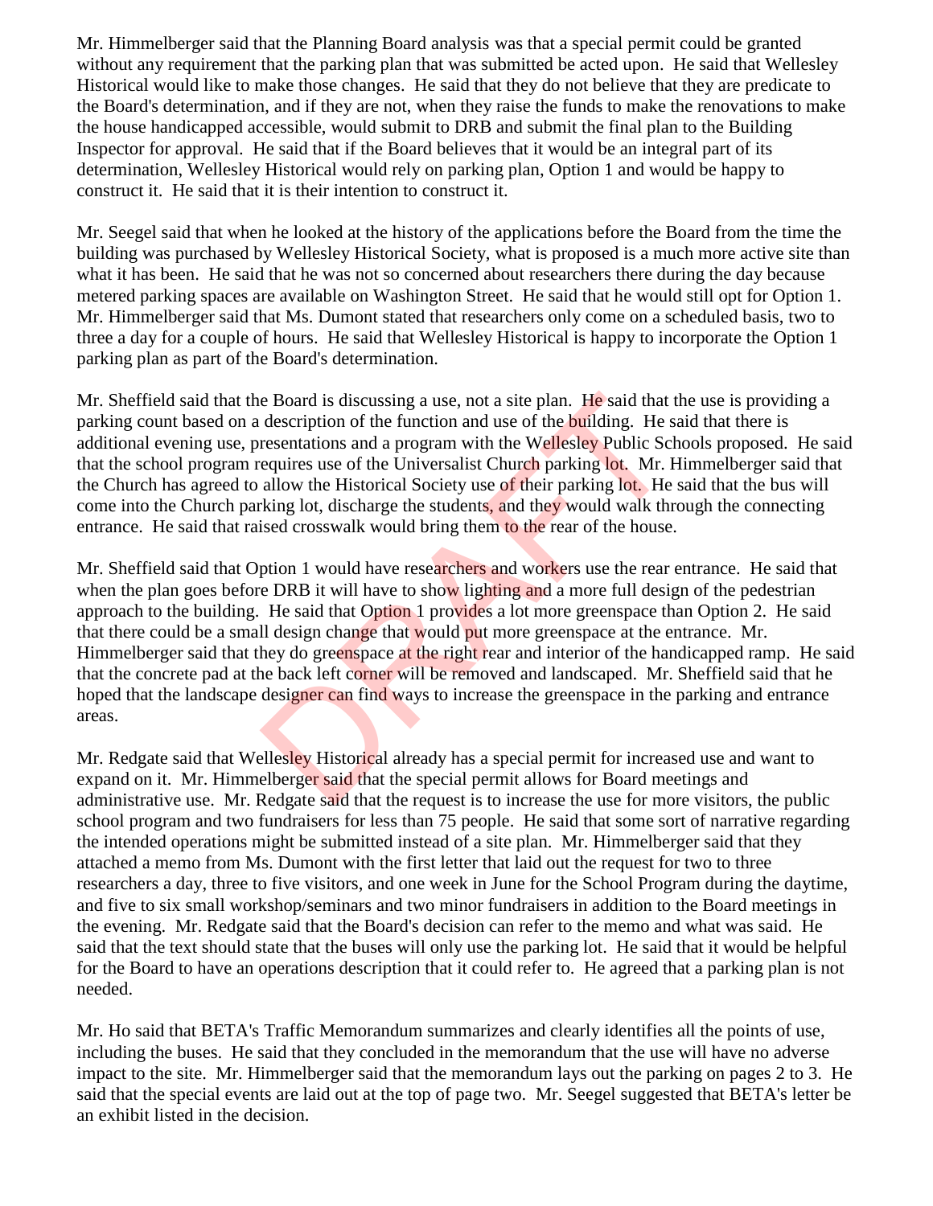Mr. Himmelberger said that the Planning Board analysis was that a special permit could be granted without any requirement that the parking plan that was submitted be acted upon. He said that Wellesley Historical would like to make those changes. He said that they do not believe that they are predicate to the Board's determination, and if they are not, when they raise the funds to make the renovations to make the house handicapped accessible, would submit to DRB and submit the final plan to the Building Inspector for approval. He said that if the Board believes that it would be an integral part of its determination, Wellesley Historical would rely on parking plan, Option 1 and would be happy to construct it. He said that it is their intention to construct it.

Mr. Seegel said that when he looked at the history of the applications before the Board from the time the building was purchased by Wellesley Historical Society, what is proposed is a much more active site than what it has been. He said that he was not so concerned about researchers there during the day because metered parking spaces are available on Washington Street. He said that he would still opt for Option 1. Mr. Himmelberger said that Ms. Dumont stated that researchers only come on a scheduled basis, two to three a day for a couple of hours. He said that Wellesley Historical is happy to incorporate the Option 1 parking plan as part of the Board's determination.

Mr. Sheffield said that the Board is discussing a use, not a site plan. He said that the use is providing a parking count based on a description of the function and use of the building. He said that there is additional evening use, presentations and a program with the Wellesley Public Schools proposed. He said that the school program requires use of the Universalist Church parking lot. Mr. Himmelberger said that the Church has agreed to allow the Historical Society use of their parking lot. He said that the bus will come into the Church parking lot, discharge the students, and they would walk through the connecting entrance. He said that raised crosswalk would bring them to the rear of the house.

Mr. Sheffield said that Option 1 would have researchers and workers use the rear entrance. He said that when the plan goes before DRB it will have to show lighting and a more full design of the pedestrian approach to the building. He said that Option 1 provides a lot more greenspace than Option 2. He said that there could be a small design change that would put more greenspace at the entrance. Mr. Himmelberger said that they do greenspace at the right rear and interior of the handicapped ramp. He said that the concrete pad at the back left corner will be removed and landscaped. Mr. Sheffield said that he hoped that the landscape designer can find ways to increase the greenspace in the parking and entrance areas.

Mr. Redgate said that Wellesley Historical already has a special permit for increased use and want to expand on it. Mr. Himmelberger said that the special permit allows for Board meetings and administrative use. Mr. Redgate said that the request is to increase the use for more visitors, the public school program and two fundraisers for less than 75 people. He said that some sort of narrative regarding the intended operations might be submitted instead of a site plan. Mr. Himmelberger said that they attached a memo from Ms. Dumont with the first letter that laid out the request for two to three researchers a day, three to five visitors, and one week in June for the School Program during the daytime, and five to six small workshop/seminars and two minor fundraisers in addition to the Board meetings in the evening. Mr. Redgate said that the Board's decision can refer to the memo and what was said. He said that the text should state that the buses will only use the parking lot. He said that it would be helpful for the Board to have an operations description that it could refer to. He agreed that a parking plan is not needed.

Mr. Ho said that BETA's Traffic Memorandum summarizes and clearly identifies all the points of use, including the buses. He said that they concluded in the memorandum that the use will have no adverse impact to the site. Mr. Himmelberger said that the memorandum lays out the parking on pages 2 to 3. He said that the special events are laid out at the top of page two. Mr. Seegel suggested that BETA's letter be an exhibit listed in the decision.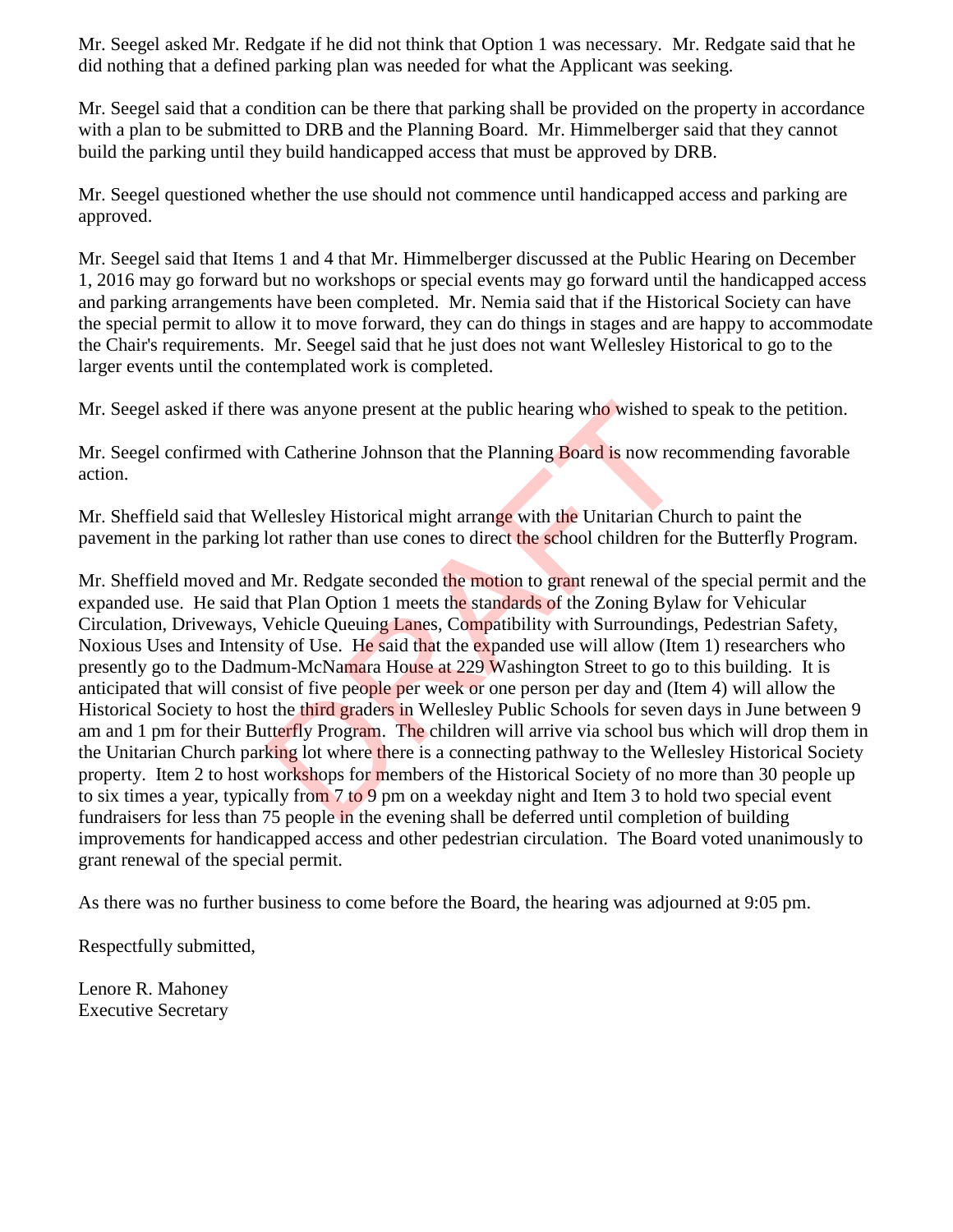Mr. Seegel asked Mr. Redgate if he did not think that Option 1 was necessary. Mr. Redgate said that he did nothing that a defined parking plan was needed for what the Applicant was seeking.

Mr. Seegel said that a condition can be there that parking shall be provided on the property in accordance with a plan to be submitted to DRB and the Planning Board. Mr. Himmelberger said that they cannot build the parking until they build handicapped access that must be approved by DRB.

Mr. Seegel questioned whether the use should not commence until handicapped access and parking are approved.

Mr. Seegel said that Items 1 and 4 that Mr. Himmelberger discussed at the Public Hearing on December 1, 2016 may go forward but no workshops or special events may go forward until the handicapped access and parking arrangements have been completed. Mr. Nemia said that if the Historical Society can have the special permit to allow it to move forward, they can do things in stages and are happy to accommodate the Chair's requirements. Mr. Seegel said that he just does not want Wellesley Historical to go to the larger events until the contemplated work is completed.

Mr. Seegel asked if there was anyone present at the public hearing who wished to speak to the petition.

Mr. Seegel confirmed with Catherine Johnson that the Planning Board is now recommending favorable action.

Mr. Sheffield said that Wellesley Historical might arrange with the Unitarian Church to paint the pavement in the parking lot rather than use cones to direct the school children for the Butterfly Program.

Mr. Sheffield moved and Mr. Redgate seconded the motion to grant renewal of the special permit and the expanded use. He said that Plan Option 1 meets the standards of the Zoning Bylaw for Vehicular Circulation, Driveways, Vehicle Queuing Lanes, Compatibility with Surroundings, Pedestrian Safety, Noxious Uses and Intensity of Use. He said that the expanded use will allow (Item 1) researchers who presently go to the Dadmum-McNamara House at 229 Washington Street to go to this building. It is anticipated that will consist of five people per week or one person per day and (Item 4) will allow the Historical Society to host the third graders in Wellesley Public Schools for seven days in June between 9 am and 1 pm for their Butterfly Program. The children will arrive via school bus which will drop them in the Unitarian Church parking lot where there is a connecting pathway to the Wellesley Historical Society property. Item 2 to host workshops for members of the Historical Society of no more than 30 people up to six times a year, typically from 7 to 9 pm on a weekday night and Item 3 to hold two special event fundraisers for less than 75 people in the evening shall be deferred until completion of building improvements for handicapped access and other pedestrian circulation. The Board voted unanimously to grant renewal of the special permit.

As there was no further business to come before the Board, the hearing was adjourned at 9:05 pm.

Respectfully submitted,

Lenore R. Mahoney  
Executive Secretary